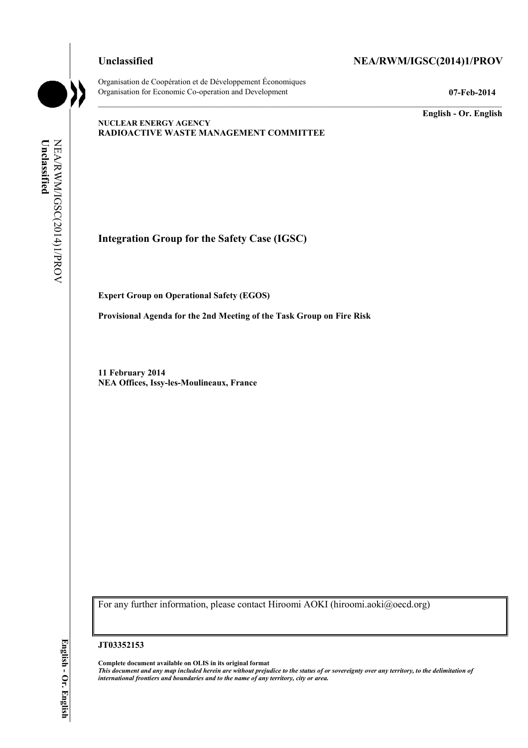**Unclassified** **NEA/RWM/IGSC(2014)1/PROV**

Organisation de Coopération et de Développement Économiques
Organisation for Economic Co-operation and Development **07-Feb-2014**

**English - Or. English**

**NUCLEAR ENERGY AGENCY**
**RADIOACTIVE WASTE MANAGEMENT COMMITTEE**

## Integration Group for the Safety Case (IGSC)

**Expert Group on Operational Safety (EGOS)**

**Provisional Agenda for the 2nd Meeting of the Task Group on Fire Risk**

**11 February 2014**
**NEA Offices, Issy-les-Moulineaux, France**

For any further information, please contact Hiroomi AOKI (hiroomi.aoki@oecd.org)

**JT03352153**

**Complete document available on OLIS in its original format**
***This document and any map included herein are without prejudice to the status of or sovereignty over any territory, to the delimitation of international frontiers and boundaries and to the name of any territory, city or area.***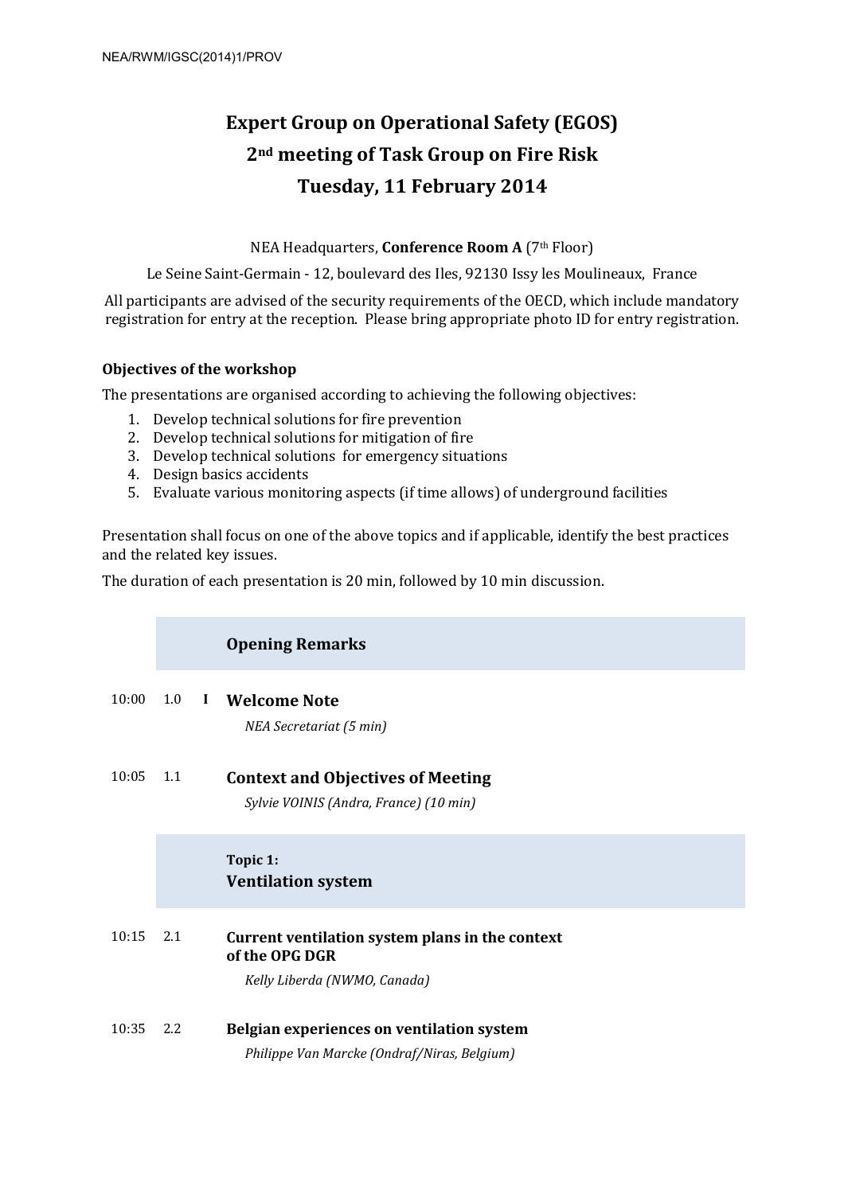# Expert Group on Operational Safety (EGOS)

## 2nd meeting of Task Group on Fire Risk

## Tuesday, 11 February 2014

NEA Headquarters, **Conference Room A** (7th Floor)

Le Seine Saint-Germain - 12, boulevard des Iles, 92130 Issy les Moulineaux, France

All participants are advised of the security requirements of the OECD, which include mandatory registration for entry at the reception. Please bring appropriate photo ID for entry registration.

**Objectives of the workshop**

The presentations are organised according to achieving the following objectives:

1. Develop technical solutions for fire prevention
2. Develop technical solutions for mitigation of fire
3. Develop technical solutions for emergency situations
4. Design basics accidents
5. Evaluate various monitoring aspects (if time allows) of underground facilities

Presentation shall focus on one of the above topics and if applicable, identify the best practices and the related key issues.

The duration of each presentation is 20 min, followed by 10 min discussion.

### Opening Remarks

10:00 1.0 **I** **Welcome Note**
*NEA Secretariat (5 min)*

10:05 1.1 **Context and Objectives of Meeting**
*Sylvie VOINIS (Andra, France) (10 min)*

### Topic 1: Ventilation system

10:15 2.1 **Current ventilation system plans in the context of the OPG DGR**
*Kelly Liberda (NWMO, Canada)*

10:35 2.2 **Belgian experiences on ventilation system**
*Philippe Van Marcke (Ondraf/Niras, Belgium)*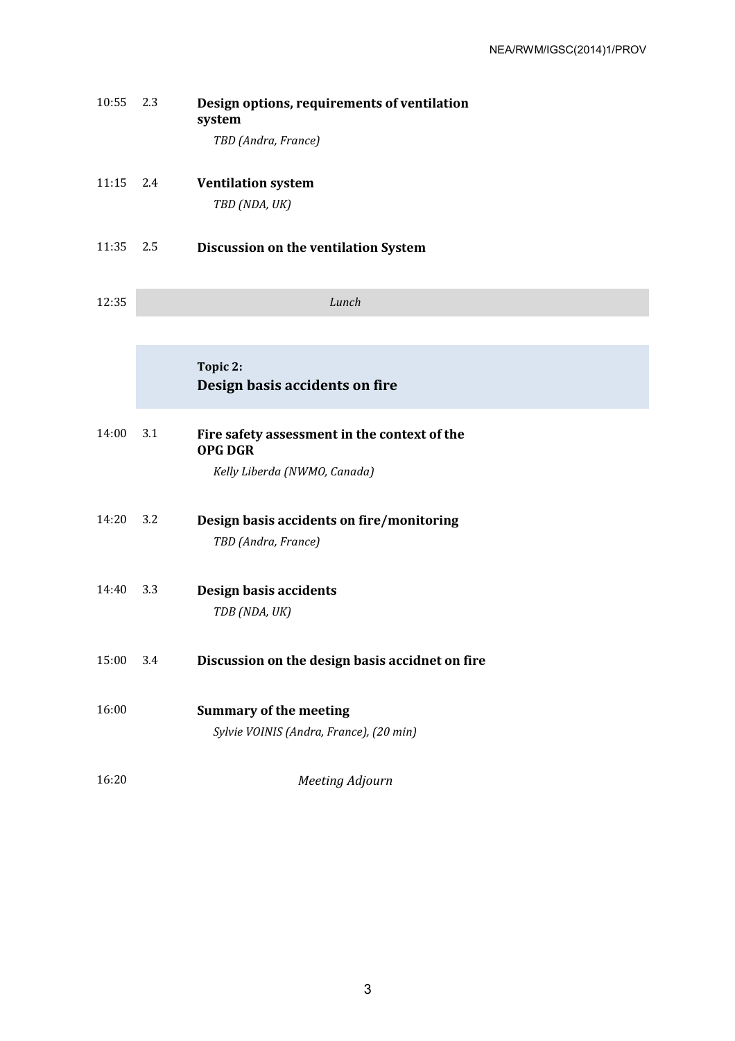| | | |
|---|---|---|
| 10:55 | 2.3 | **Design options, requirements of ventilation system**<br>*TBD (Andra, France)* |
| 11:15 | 2.4 | **Ventilation system**<br>*TBD (NDA, UK)* |
| 11:35 | 2.5 | **Discussion on the ventilation System** |
| 12:35 | | *Lunch* |

**Topic 2:**

## Design basis accidents on fire

| | | |
|---|---|---|
| 14:00 | 3.1 | **Fire safety assessment in the context of the OPG DGR**<br>*Kelly Liberda (NWMO, Canada)* |
| 14:20 | 3.2 | **Design basis accidents on fire/monitoring**<br>*TBD (Andra, France)* |
| 14:40 | 3.3 | **Design basis accidents**<br>*TDB (NDA, UK)* |
| 15:00 | 3.4 | **Discussion on the design basis accidnet on fire** |
| 16:00 | | **Summary of the meeting**<br>*Sylvie VOINIS (Andra, France), (20 min)* |
| 16:20 | | *Meeting Adjourn* |